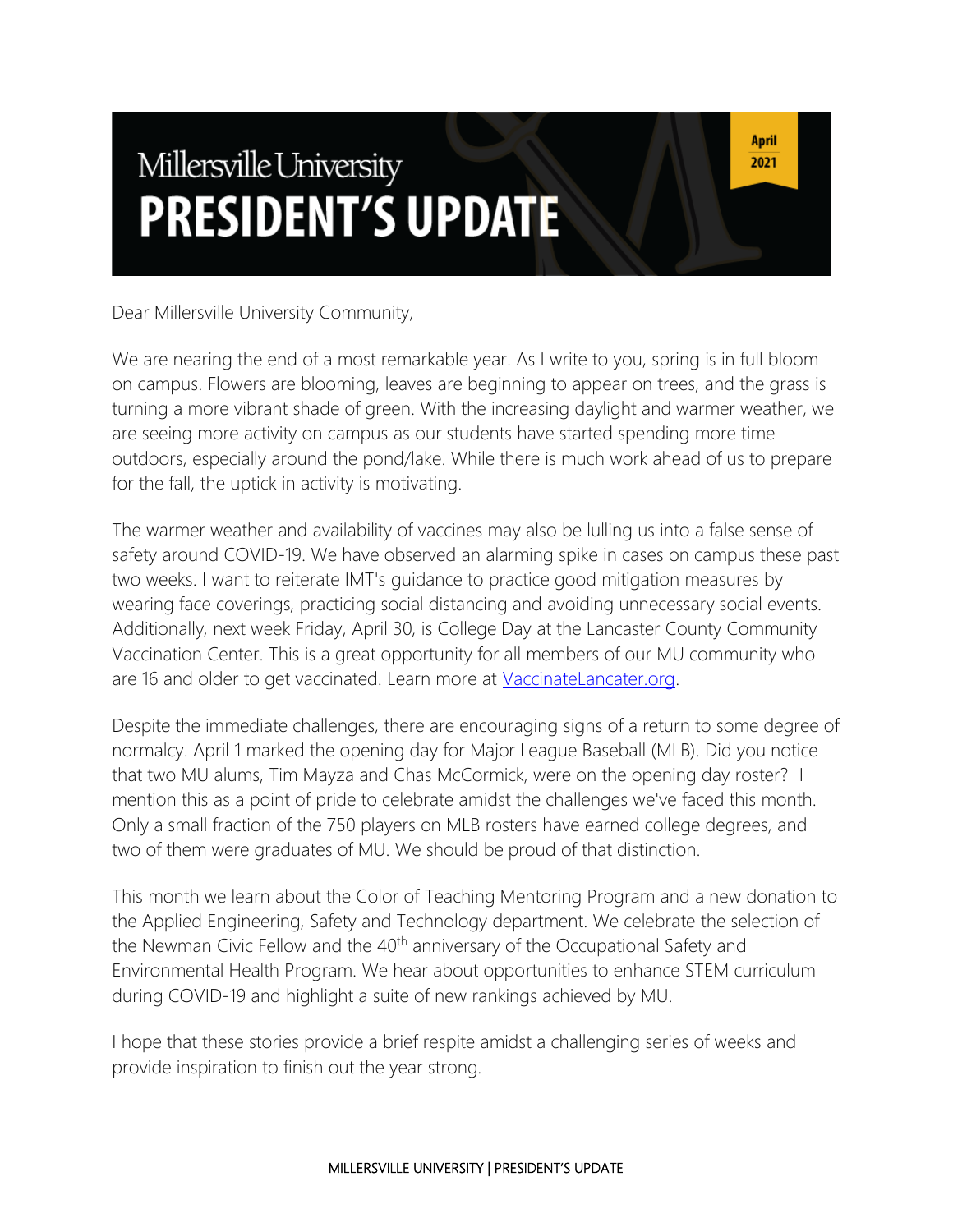# Millersville University PRESIDENT'S UPDATE

April 2021

Dear Millersville University Community,

We are nearing the end of a most remarkable year. As I write to you, spring is in full bloom on campus. Flowers are blooming, leaves are beginning to appear on trees, and the grass is turning a more vibrant shade of green. With the increasing daylight and warmer weather, we are seeing more activity on campus as our students have started spending more time outdoors, especially around the pond/lake. While there is much work ahead of us to prepare for the fall, the uptick in activity is motivating.

The warmer weather and availability of vaccines may also be lulling us into a false sense of safety around COVID-19. We have observed an alarming spike in cases on campus these past two weeks. I want to reiterate IMT's guidance to practice good mitigation measures by wearing face coverings, practicing social distancing and avoiding unnecessary social events. Additionally, next week Friday, April 30, is College Day at the Lancaster County Community Vaccination Center. This is a great opportunity for all members of our MU community who are 16 and older to get vaccinated. Learn more at [VaccinateLancater.org](VaccinateLancater.org).

Despite the immediate challenges, there are encouraging signs of a return to some degree of normalcy. April 1 marked the opening day for Major League Baseball (MLB). Did you notice that two MU alums, Tim Mayza and Chas McCormick, were on the opening day roster? I mention this as a point of pride to celebrate amidst the challenges we've faced this month. Only a small fraction of the 750 players on MLB rosters have earned college degrees, and two of them were graduates of MU. We should be proud of that distinction.

This month we learn about the Color of Teaching Mentoring Program and a new donation to the Applied Engineering, Safety and Technology department. We celebrate the selection of the Newman Civic Fellow and the 40th anniversary of the Occupational Safety and Environmental Health Program. We hear about opportunities to enhance STEM curriculum during COVID-19 and highlight a suite of new rankings achieved by MU.

I hope that these stories provide a brief respite amidst a challenging series of weeks and provide inspiration to finish out the year strong.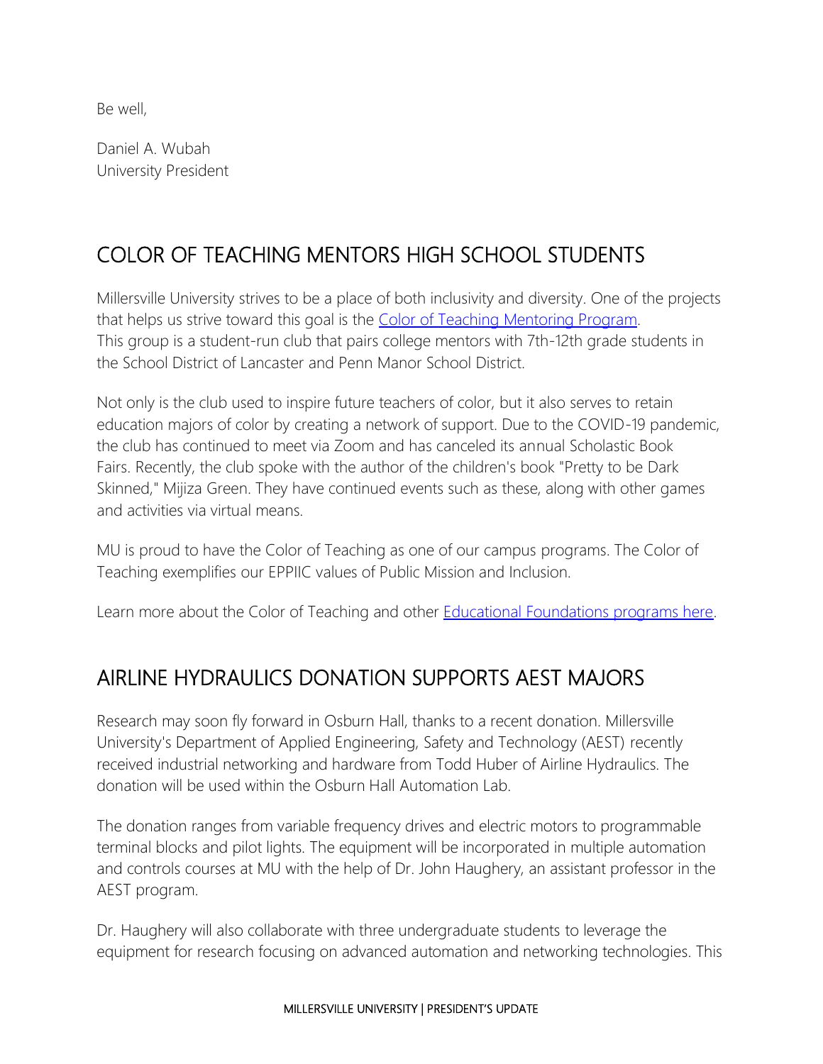Be well,

Daniel A. Wubah
University President

## COLOR OF TEACHING MENTORS HIGH SCHOOL STUDENTS

Millersville University strives to be a place of both inclusivity and diversity. One of the projects that helps us strive toward this goal is the Color of Teaching Mentoring Program. This group is a student-run club that pairs college mentors with 7th-12th grade students in the School District of Lancaster and Penn Manor School District.

Not only is the club used to inspire future teachers of color, but it also serves to retain education majors of color by creating a network of support. Due to the COVID-19 pandemic, the club has continued to meet via Zoom and has canceled its annual Scholastic Book Fairs. Recently, the club spoke with the author of the children's book "Pretty to be Dark Skinned," Mijiza Green. They have continued events such as these, along with other games and activities via virtual means.

MU is proud to have the Color of Teaching as one of our campus programs. The Color of Teaching exemplifies our EPPIIC values of Public Mission and Inclusion.

Learn more about the Color of Teaching and other Educational Foundations programs here.

## AIRLINE HYDRAULICS DONATION SUPPORTS AEST MAJORS

Research may soon fly forward in Osburn Hall, thanks to a recent donation. Millersville University's Department of Applied Engineering, Safety and Technology (AEST) recently received industrial networking and hardware from Todd Huber of Airline Hydraulics. The donation will be used within the Osburn Hall Automation Lab.

The donation ranges from variable frequency drives and electric motors to programmable terminal blocks and pilot lights. The equipment will be incorporated in multiple automation and controls courses at MU with the help of Dr. John Haughery, an assistant professor in the AEST program.

Dr. Haughery will also collaborate with three undergraduate students to leverage the equipment for research focusing on advanced automation and networking technologies. This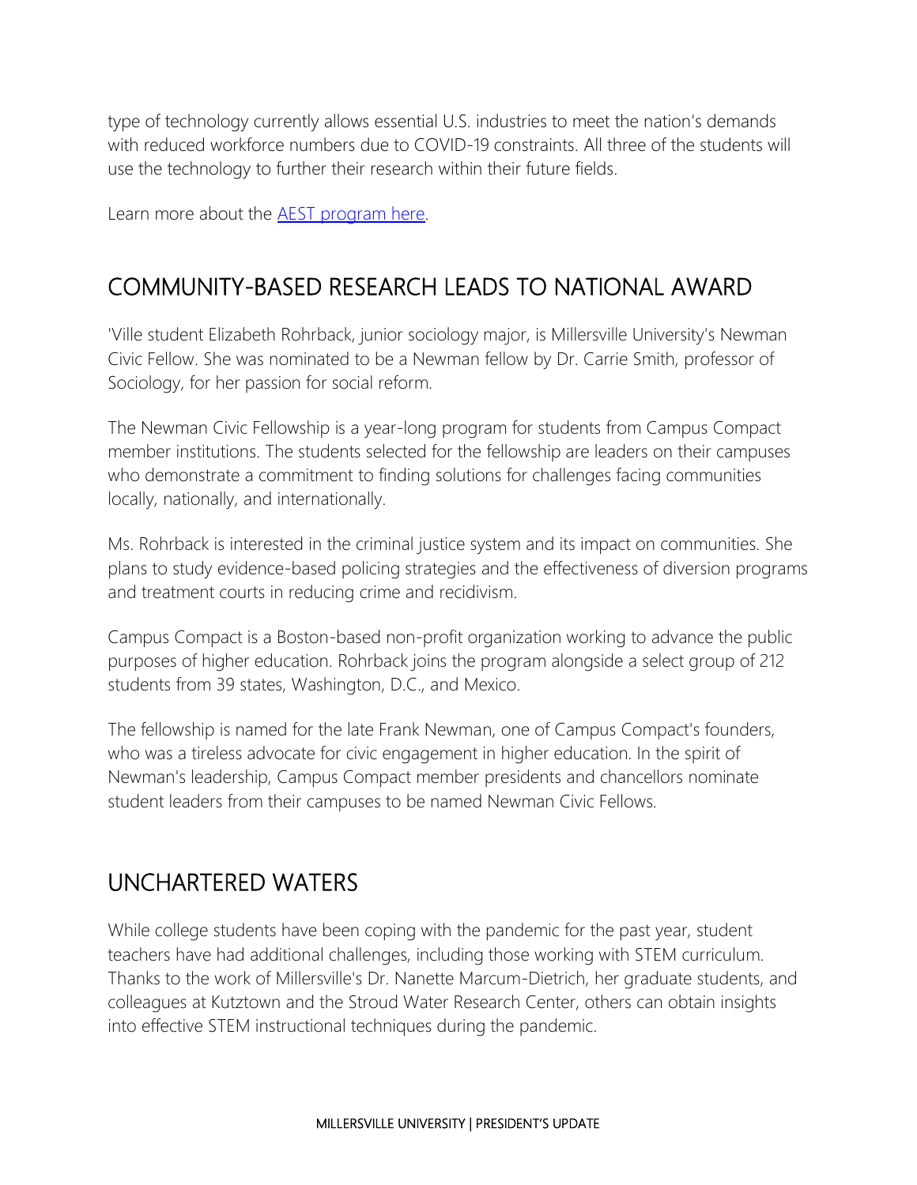type of technology currently allows essential U.S. industries to meet the nation's demands with reduced workforce numbers due to COVID-19 constraints. All three of the students will use the technology to further their research within their future fields.

Learn more about the [AEST program here](#).

## COMMUNITY-BASED RESEARCH LEADS TO NATIONAL AWARD

'Ville student Elizabeth Rohrback, junior sociology major, is Millersville University's Newman Civic Fellow. She was nominated to be a Newman fellow by Dr. Carrie Smith, professor of Sociology, for her passion for social reform.

The Newman Civic Fellowship is a year-long program for students from Campus Compact member institutions. The students selected for the fellowship are leaders on their campuses who demonstrate a commitment to finding solutions for challenges facing communities locally, nationally, and internationally.

Ms. Rohrback is interested in the criminal justice system and its impact on communities. She plans to study evidence-based policing strategies and the effectiveness of diversion programs and treatment courts in reducing crime and recidivism.

Campus Compact is a Boston-based non-profit organization working to advance the public purposes of higher education. Rohrback joins the program alongside a select group of 212 students from 39 states, Washington, D.C., and Mexico.

The fellowship is named for the late Frank Newman, one of Campus Compact's founders, who was a tireless advocate for civic engagement in higher education. In the spirit of Newman's leadership, Campus Compact member presidents and chancellors nominate student leaders from their campuses to be named Newman Civic Fellows.

## UNCHARTERED WATERS

While college students have been coping with the pandemic for the past year, student teachers have had additional challenges, including those working with STEM curriculum. Thanks to the work of Millersville's Dr. Nanette Marcum-Dietrich, her graduate students, and colleagues at Kutztown and the Stroud Water Research Center, others can obtain insights into effective STEM instructional techniques during the pandemic.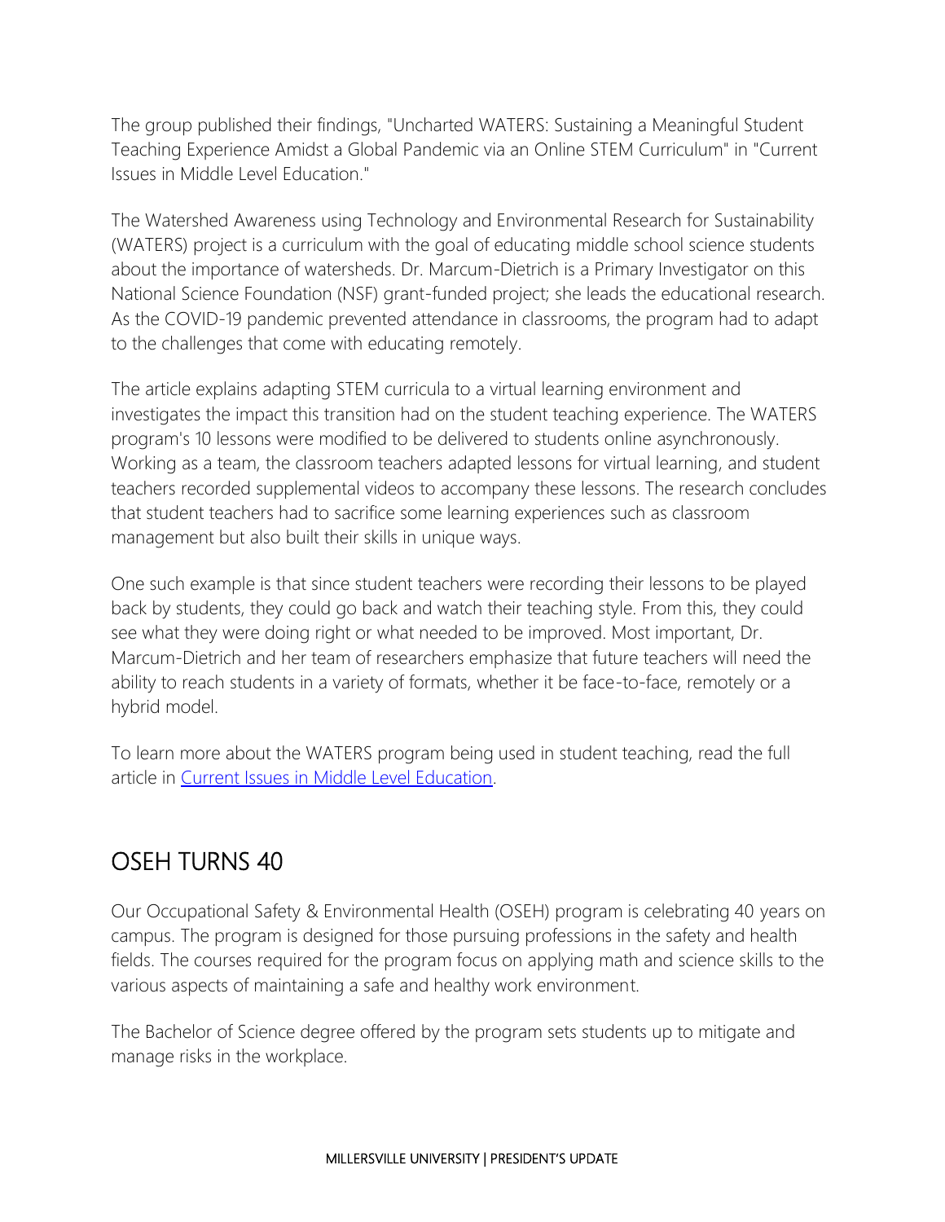The group published their findings, "Uncharted WATERS: Sustaining a Meaningful Student Teaching Experience Amidst a Global Pandemic via an Online STEM Curriculum" in "Current Issues in Middle Level Education."

The Watershed Awareness using Technology and Environmental Research for Sustainability (WATERS) project is a curriculum with the goal of educating middle school science students about the importance of watersheds. Dr. Marcum-Dietrich is a Primary Investigator on this National Science Foundation (NSF) grant-funded project; she leads the educational research. As the COVID-19 pandemic prevented attendance in classrooms, the program had to adapt to the challenges that come with educating remotely.

The article explains adapting STEM curricula to a virtual learning environment and investigates the impact this transition had on the student teaching experience. The WATERS program's 10 lessons were modified to be delivered to students online asynchronously. Working as a team, the classroom teachers adapted lessons for virtual learning, and student teachers recorded supplemental videos to accompany these lessons. The research concludes that student teachers had to sacrifice some learning experiences such as classroom management but also built their skills in unique ways.

One such example is that since student teachers were recording their lessons to be played back by students, they could go back and watch their teaching style. From this, they could see what they were doing right or what needed to be improved. Most important, Dr. Marcum-Dietrich and her team of researchers emphasize that future teachers will need the ability to reach students in a variety of formats, whether it be face-to-face, remotely or a hybrid model.

To learn more about the WATERS program being used in student teaching, read the full article in Current Issues in Middle Level Education.

## OSEH TURNS 40

Our Occupational Safety & Environmental Health (OSEH) program is celebrating 40 years on campus. The program is designed for those pursuing professions in the safety and health fields. The courses required for the program focus on applying math and science skills to the various aspects of maintaining a safe and healthy work environment.

The Bachelor of Science degree offered by the program sets students up to mitigate and manage risks in the workplace.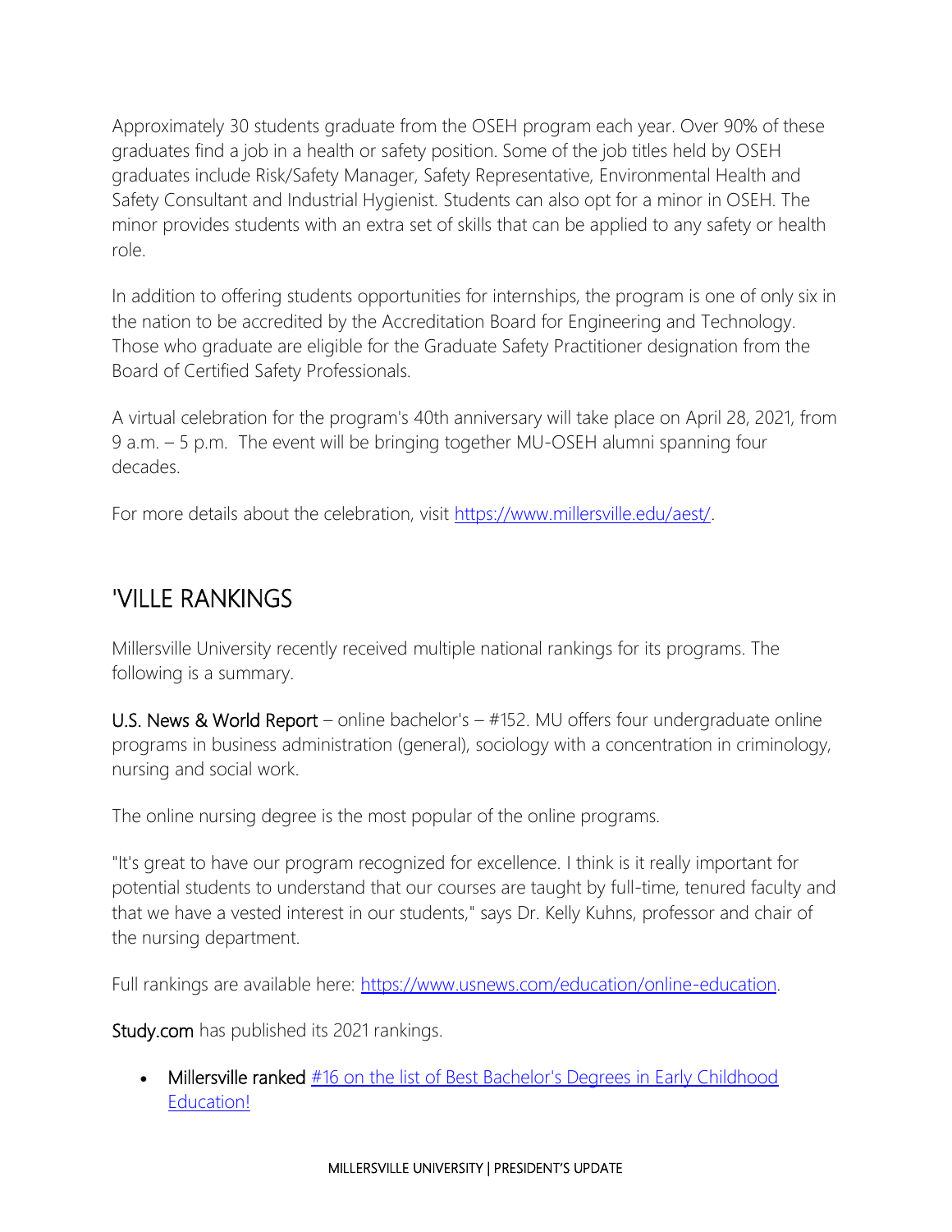Approximately 30 students graduate from the OSEH program each year. Over 90% of these graduates find a job in a health or safety position. Some of the job titles held by OSEH graduates include Risk/Safety Manager, Safety Representative, Environmental Health and Safety Consultant and Industrial Hygienist. Students can also opt for a minor in OSEH. The minor provides students with an extra set of skills that can be applied to any safety or health role.

In addition to offering students opportunities for internships, the program is one of only six in the nation to be accredited by the Accreditation Board for Engineering and Technology. Those who graduate are eligible for the Graduate Safety Practitioner designation from the Board of Certified Safety Professionals.

A virtual celebration for the program's 40th anniversary will take place on April 28, 2021, from 9 a.m. – 5 p.m. The event will be bringing together MU-OSEH alumni spanning four decades.

For more details about the celebration, visit [https://www.millersville.edu/aest/](https://www.millersville.edu/aest/).

## 'VILLE RANKINGS

Millersville University recently received multiple national rankings for its programs. The following is a summary.

**U.S. News & World Report** – online bachelor's – #152. MU offers four undergraduate online programs in business administration (general), sociology with a concentration in criminology, nursing and social work.

The online nursing degree is the most popular of the online programs.

"It's great to have our program recognized for excellence. I think is it really important for potential students to understand that our courses are taught by full-time, tenured faculty and that we have a vested interest in our students," says Dr. Kelly Kuhns, professor and chair of the nursing department.

Full rankings are available here: [https://www.usnews.com/education/online-education](https://www.usnews.com/education/online-education).

**Study.com** has published its 2021 rankings.

- **Millersville ranked** [#16 on the list of Best Bachelor's Degrees in Early Childhood Education!]()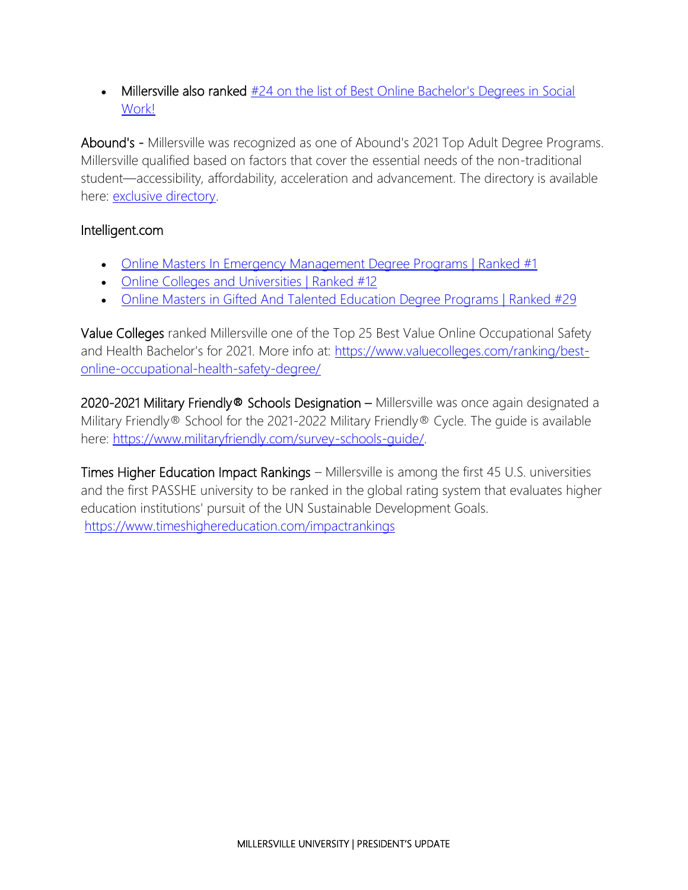- Millersville also ranked [#24 on the list of Best Online Bachelor's Degrees in Social Work!]()

**Abound's -** Millersville was recognized as one of Abound's 2021 Top Adult Degree Programs. Millersville qualified based on factors that cover the essential needs of the non-traditional student—accessibility, affordability, acceleration and advancement. The directory is available here: [exclusive directory]().

Intelligent.com

- [Online Masters In Emergency Management Degree Programs | Ranked #1]()
- [Online Colleges and Universities | Ranked #12]()
- [Online Masters in Gifted And Talented Education Degree Programs | Ranked #29]()

**Value Colleges** ranked Millersville one of the Top 25 Best Value Online Occupational Safety and Health Bachelor's for 2021. More info at: https://www.valuecolleges.com/ranking/best-online-occupational-health-safety-degree/

**2020-2021 Military Friendly® Schools Designation –** Millersville was once again designated a Military Friendly® School for the 2021-2022 Military Friendly® Cycle. The guide is available here: https://www.militaryfriendly.com/survey-schools-guide/.

**Times Higher Education Impact Rankings** – Millersville is among the first 45 U.S. universities and the first PASSHE university to be ranked in the global rating system that evaluates higher education institutions' pursuit of the UN Sustainable Development Goals. https://www.timeshighereducation.com/impactrankings